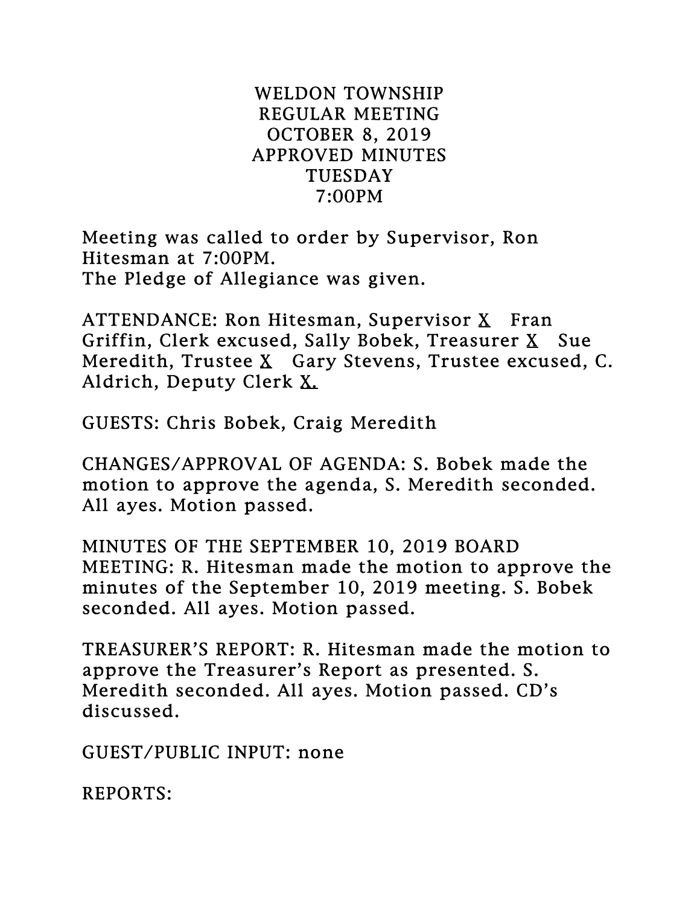# WELDON TOWNSHIP
## REGULAR MEETING
## OCTOBER 8, 2019
## APPROVED MINUTES
## TUESDAY
## 7:00PM

Meeting was called to order by Supervisor, Ron Hitesman at 7:00PM.
The Pledge of Allegiance was given.

ATTENDANCE: Ron Hitesman, Supervisor X  Fran Griffin, Clerk excused, Sally Bobek, Treasurer X  Sue Meredith, Trustee X  Gary Stevens, Trustee excused, C. Aldrich, Deputy Clerk X.

GUESTS: Chris Bobek, Craig Meredith

CHANGES/APPROVAL OF AGENDA: S. Bobek made the motion to approve the agenda, S. Meredith seconded. All ayes. Motion passed.

MINUTES OF THE SEPTEMBER 10, 2019 BOARD MEETING: R. Hitesman made the motion to approve the minutes of the September 10, 2019 meeting. S. Bobek seconded. All ayes. Motion passed.

TREASURER'S REPORT: R. Hitesman made the motion to approve the Treasurer's Report as presented. S. Meredith seconded. All ayes. Motion passed. CD's discussed.

GUEST/PUBLIC INPUT: none

REPORTS: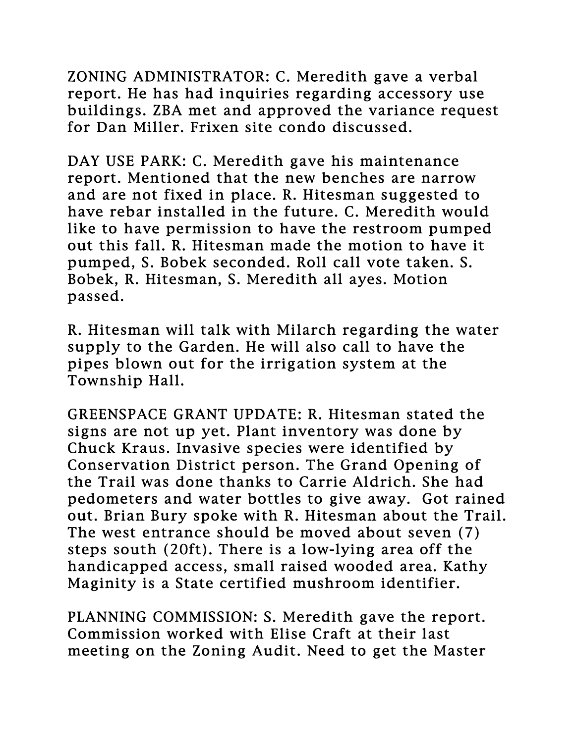ZONING ADMINISTRATOR: C. Meredith gave a verbal report. He has had inquiries regarding accessory use buildings. ZBA met and approved the variance request for Dan Miller. Frixen site condo discussed.

DAY USE PARK: C. Meredith gave his maintenance report. Mentioned that the new benches are narrow and are not fixed in place. R. Hitesman suggested to have rebar installed in the future. C. Meredith would like to have permission to have the restroom pumped out this fall. R. Hitesman made the motion to have it pumped, S. Bobek seconded. Roll call vote taken. S. Bobek, R. Hitesman, S. Meredith all ayes. Motion passed.

R. Hitesman will talk with Milarch regarding the water supply to the Garden. He will also call to have the pipes blown out for the irrigation system at the Township Hall.

GREENSPACE GRANT UPDATE: R. Hitesman stated the signs are not up yet. Plant inventory was done by Chuck Kraus. Invasive species were identified by Conservation District person. The Grand Opening of the Trail was done thanks to Carrie Aldrich. She had pedometers and water bottles to give away. Got rained out. Brian Bury spoke with R. Hitesman about the Trail. The west entrance should be moved about seven (7) steps south (20ft). There is a low-lying area off the handicapped access, small raised wooded area. Kathy Maginity is a State certified mushroom identifier.

PLANNING COMMISSION: S. Meredith gave the report. Commission worked with Elise Craft at their last meeting on the Zoning Audit. Need to get the Master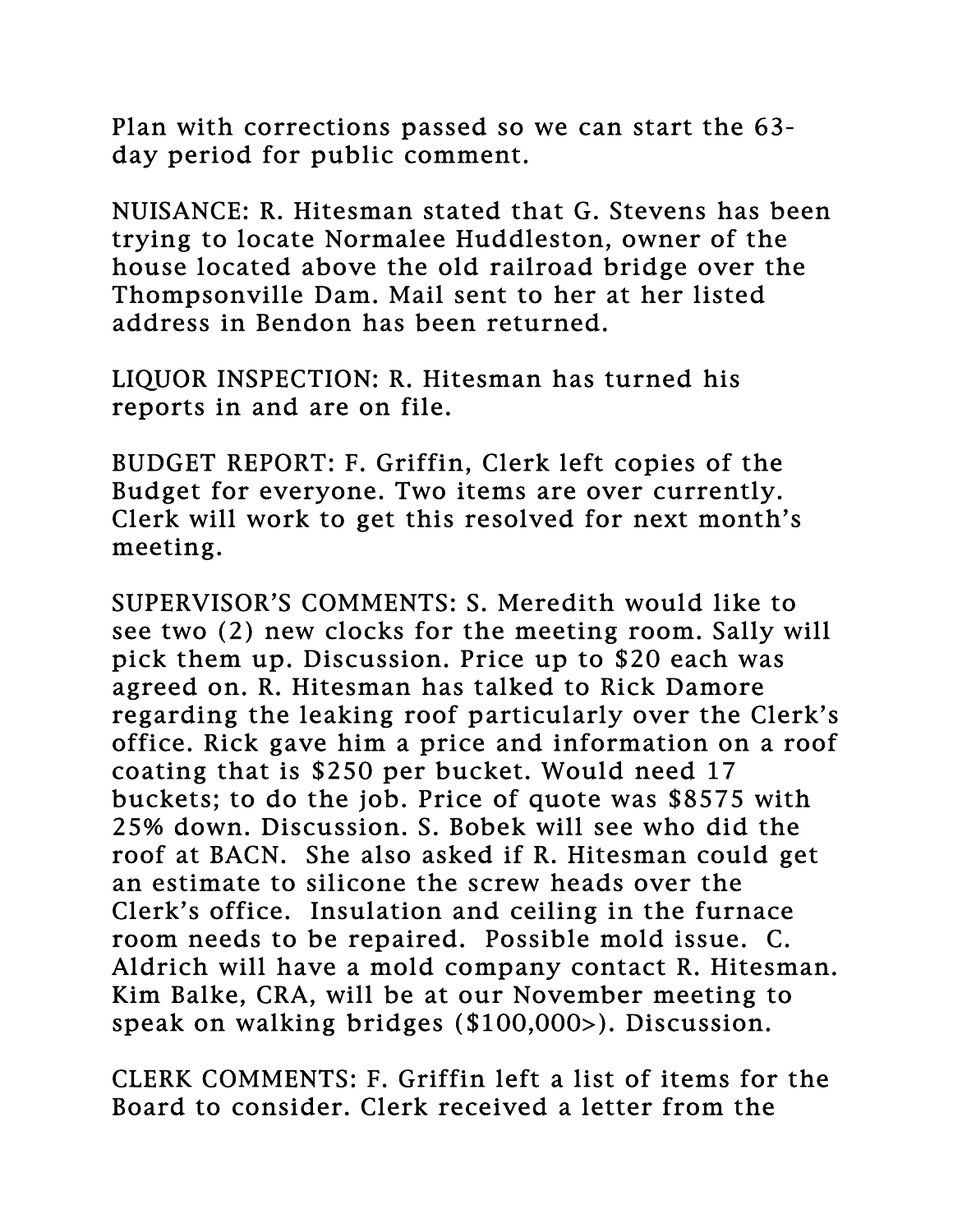Plan with corrections passed so we can start the 63-day period for public comment.

NUISANCE: R. Hitesman stated that G. Stevens has been trying to locate Normalee Huddleston, owner of the house located above the old railroad bridge over the Thompsonville Dam. Mail sent to her at her listed address in Bendon has been returned.

LIQUOR INSPECTION: R. Hitesman has turned his reports in and are on file.

BUDGET REPORT: F. Griffin, Clerk left copies of the Budget for everyone. Two items are over currently. Clerk will work to get this resolved for next month's meeting.

SUPERVISOR'S COMMENTS: S. Meredith would like to see two (2) new clocks for the meeting room. Sally will pick them up. Discussion. Price up to $20 each was agreed on. R. Hitesman has talked to Rick Damore regarding the leaking roof particularly over the Clerk's office. Rick gave him a price and information on a roof coating that is $250 per bucket. Would need 17 buckets; to do the job. Price of quote was $8575 with 25% down. Discussion. S. Bobek will see who did the roof at BACN. She also asked if R. Hitesman could get an estimate to silicone the screw heads over the Clerk's office. Insulation and ceiling in the furnace room needs to be repaired. Possible mold issue. C. Aldrich will have a mold company contact R. Hitesman. Kim Balke, CRA, will be at our November meeting to speak on walking bridges ($100,000>). Discussion.

CLERK COMMENTS: F. Griffin left a list of items for the Board to consider. Clerk received a letter from the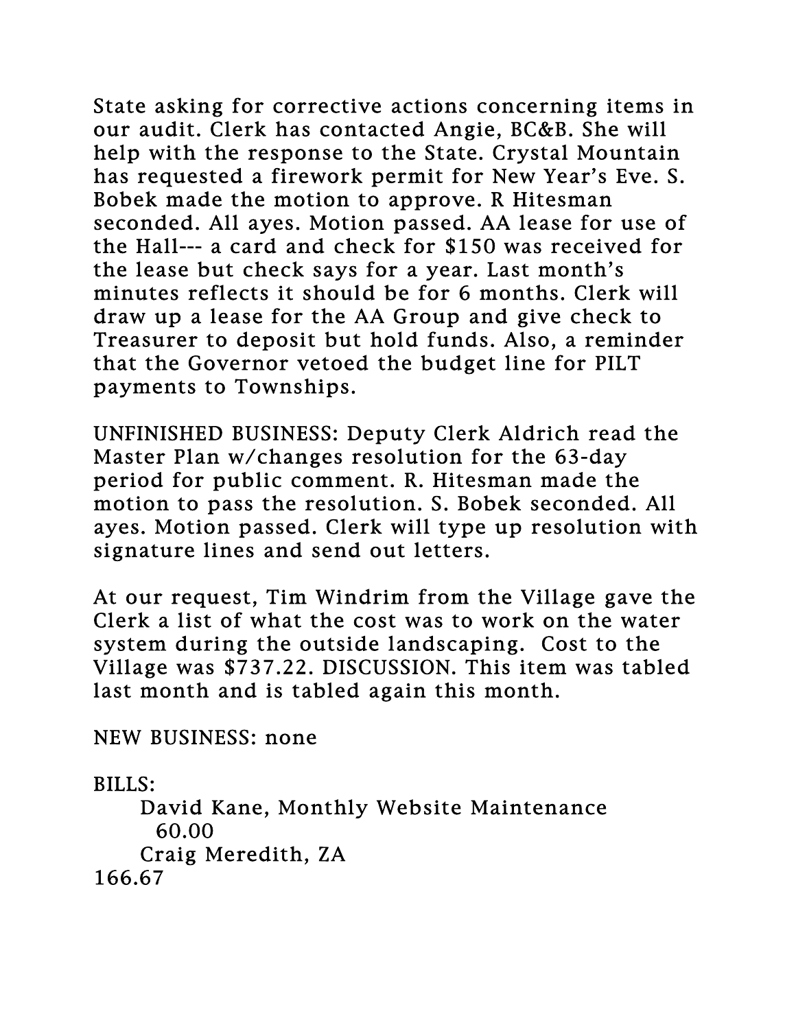State asking for corrective actions concerning items in our audit. Clerk has contacted Angie, BC&B. She will help with the response to the State. Crystal Mountain has requested a firework permit for New Year's Eve. S. Bobek made the motion to approve. R Hitesman seconded. All ayes. Motion passed. AA lease for use of the Hall--- a card and check for $150 was received for the lease but check says for a year. Last month's minutes reflects it should be for 6 months. Clerk will draw up a lease for the AA Group and give check to Treasurer to deposit but hold funds. Also, a reminder that the Governor vetoed the budget line for PILT payments to Townships.

UNFINISHED BUSINESS: Deputy Clerk Aldrich read the Master Plan w/changes resolution for the 63-day period for public comment. R. Hitesman made the motion to pass the resolution. S. Bobek seconded. All ayes. Motion passed. Clerk will type up resolution with signature lines and send out letters.

At our request, Tim Windrim from the Village gave the Clerk a list of what the cost was to work on the water system during the outside landscaping. Cost to the Village was $737.22. DISCUSSION. This item was tabled last month and is tabled again this month.

NEW BUSINESS: none

BILLS:

David Kane, Monthly Website Maintenance 60.00

Craig Meredith, ZA 166.67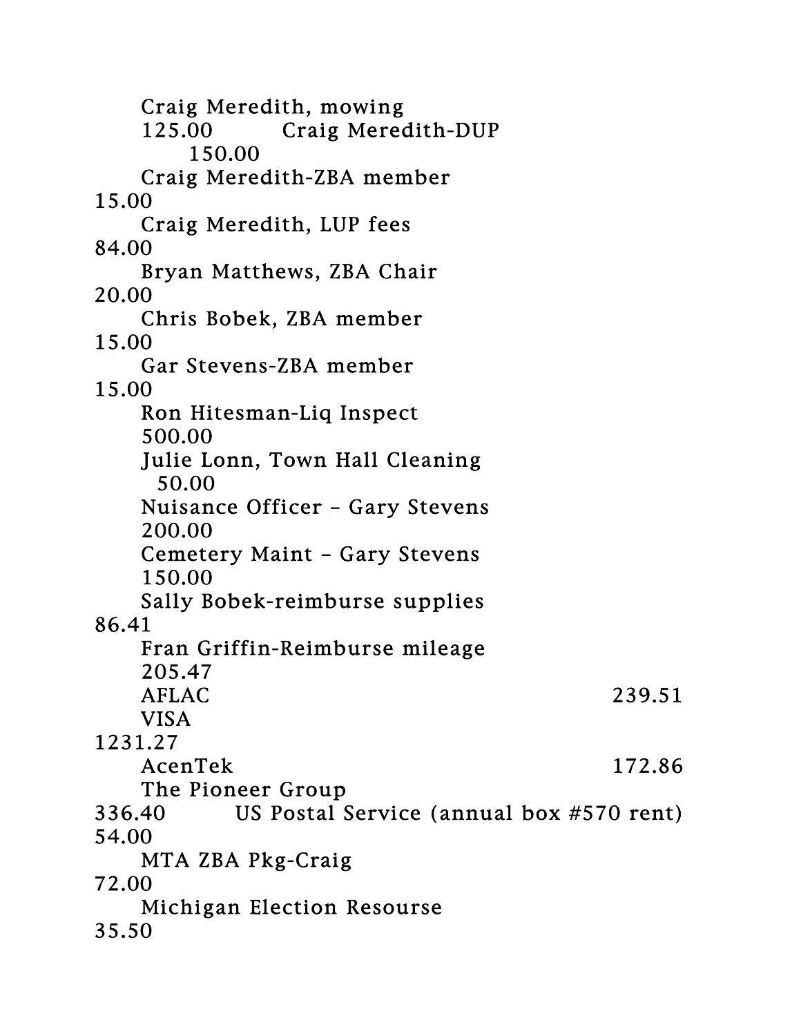| Item | Amount |
| --- | --- |
| Craig Meredith, mowing | 125.00 |
| Craig Meredith-DUP | 150.00 |
| Craig Meredith-ZBA member | 15.00 |
| Craig Meredith, LUP fees | 84.00 |
| Bryan Matthews, ZBA Chair | 20.00 |
| Chris Bobek, ZBA member | 15.00 |
| Gar Stevens-ZBA member | 15.00 |
| Ron Hitesman-Liq Inspect | 500.00 |
| Julie Lonn, Town Hall Cleaning | 50.00 |
| Nuisance Officer – Gary Stevens | 200.00 |
| Cemetery Maint – Gary Stevens | 150.00 |
| Sally Bobek-reimburse supplies | 86.41 |
| Fran Griffin-Reimburse mileage | 205.47 |
| AFLAC | 239.51 |
| VISA | 1231.27 |
| AcenTek | 172.86 |
| The Pioneer Group | 336.40 |
| US Postal Service (annual box #570 rent) | 54.00 |
| MTA ZBA Pkg-Craig | 72.00 |
| Michigan Election Resourse | 35.50 |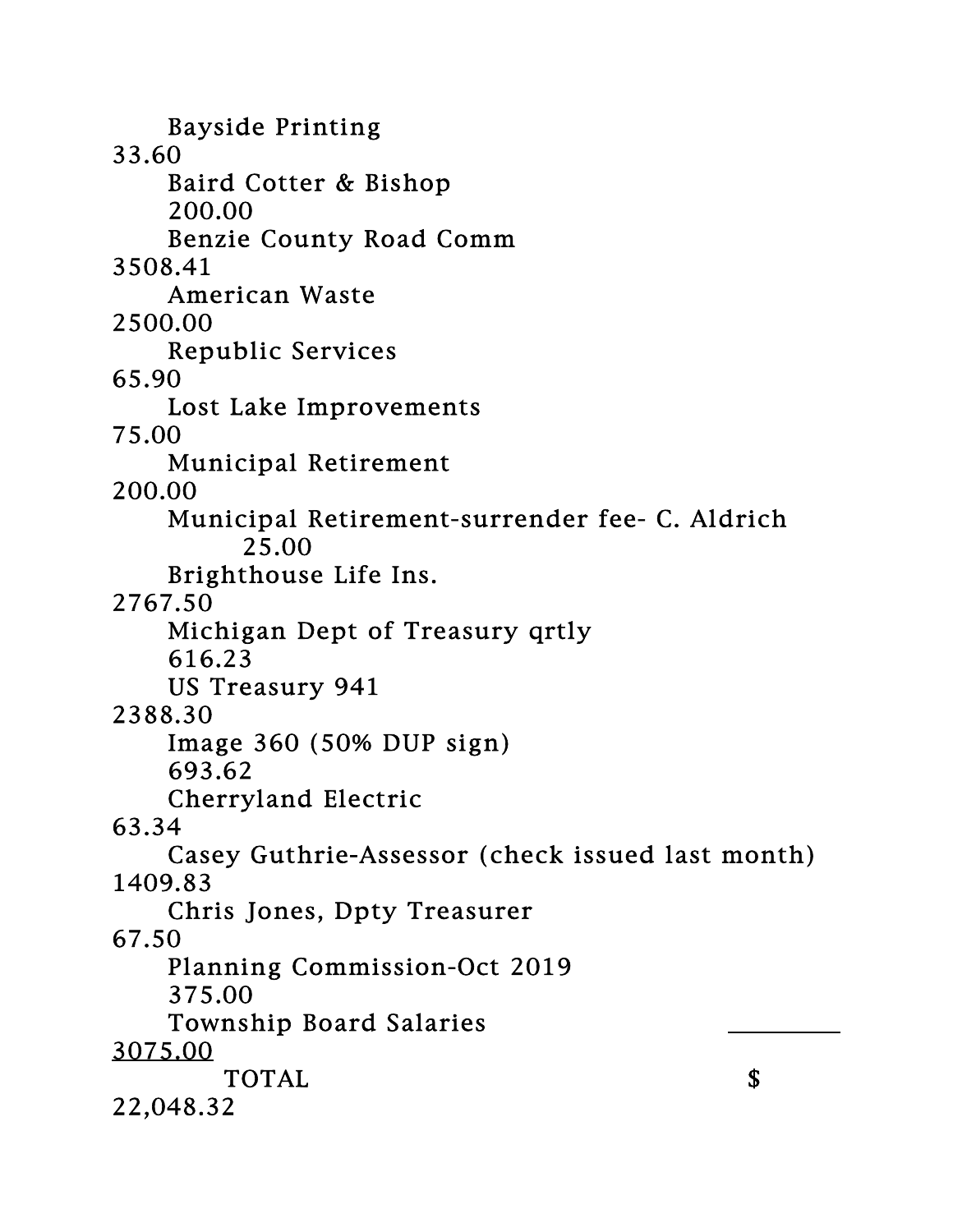| Vendor | Amount |
| --- | --- |
| Bayside Printing | 33.60 |
| Baird Cotter & Bishop | 200.00 |
| Benzie County Road Comm | 3508.41 |
| American Waste | 2500.00 |
| Republic Services | 65.90 |
| Lost Lake Improvements | 75.00 |
| Municipal Retirement | 200.00 |
| Municipal Retirement-surrender fee- C. Aldrich | 25.00 |
| Brighthouse Life Ins. | 2767.50 |
| Michigan Dept of Treasury qrtly | 616.23 |
| US Treasury 941 | 2388.30 |
| Image 360 (50% DUP sign) | 693.62 |
| Cherryland Electric | 63.34 |
| Casey Guthrie-Assessor (check issued last month) | 1409.83 |
| Chris Jones, Dpty Treasurer | 67.50 |
| Planning Commission-Oct 2019 | 375.00 |
| Township Board Salaries | 3075.00 |
| TOTAL | $ 22,048.32 |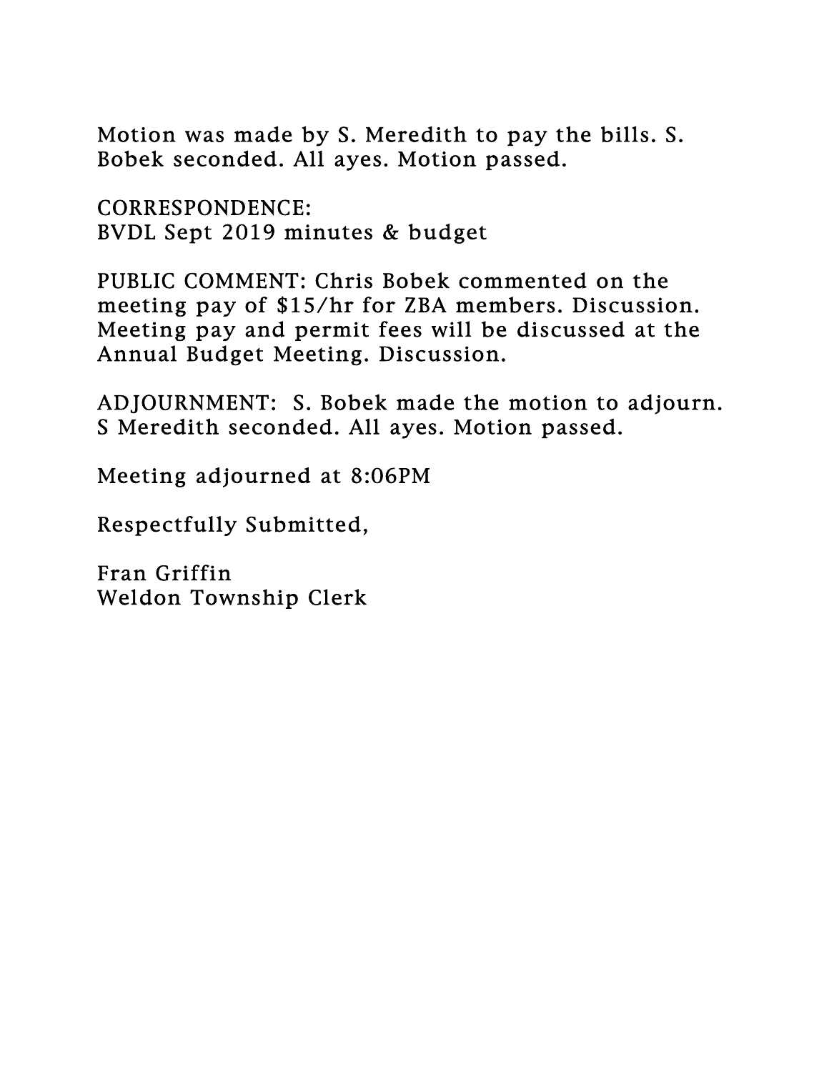Motion was made by S. Meredith to pay the bills. S. Bobek seconded. All ayes. Motion passed.

CORRESPONDENCE:
BVDL Sept 2019 minutes & budget

PUBLIC COMMENT: Chris Bobek commented on the meeting pay of $15/hr for ZBA members. Discussion. Meeting pay and permit fees will be discussed at the Annual Budget Meeting. Discussion.

ADJOURNMENT: S. Bobek made the motion to adjourn. S Meredith seconded. All ayes. Motion passed.

Meeting adjourned at 8:06PM

Respectfully Submitted,

Fran Griffin
Weldon Township Clerk